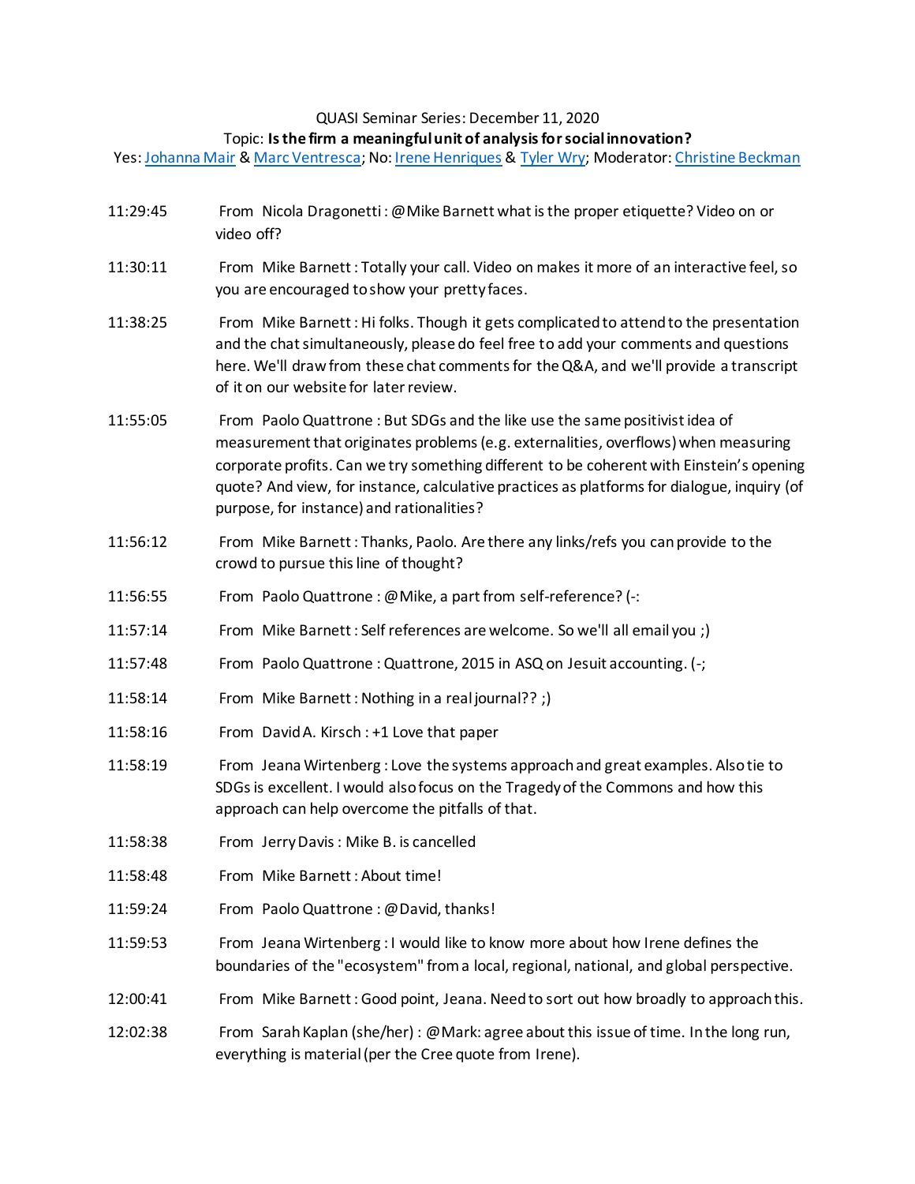QUASI Seminar Series: December 11, 2020

Topic: **Is the firm a meaningful unit of analysis for social innovation?**

Yes: Johanna Mair & Marc Ventresca; No: Irene Henriques & Tyler Wry; Moderator: Christine Beckman

| | |
|---|---|
| 11:29:45 | From Nicola Dragonetti : @Mike Barnett what is the proper etiquette? Video on or video off? |
| 11:30:11 | From Mike Barnett : Totally your call. Video on makes it more of an interactive feel, so you are encouraged to show your pretty faces. |
| 11:38:25 | From Mike Barnett : Hi folks. Though it gets complicated to attend to the presentation and the chat simultaneously, please do feel free to add your comments and questions here. We'll draw from these chat comments for the Q&A, and we'll provide a transcript of it on our website for later review. |
| 11:55:05 | From Paolo Quattrone : But SDGs and the like use the same positivist idea of measurement that originates problems (e.g. externalities, overflows) when measuring corporate profits. Can we try something different to be coherent with Einstein's opening quote? And view, for instance, calculative practices as platforms for dialogue, inquiry (of purpose, for instance) and rationalities? |
| 11:56:12 | From Mike Barnett : Thanks, Paolo. Are there any links/refs you can provide to the crowd to pursue this line of thought? |
| 11:56:55 | From Paolo Quattrone : @Mike, a part from self-reference? (-: |
| 11:57:14 | From Mike Barnett : Self references are welcome. So we'll all email you ;) |
| 11:57:48 | From Paolo Quattrone : Quattrone, 2015 in ASQ on Jesuit accounting. (-; |
| 11:58:14 | From Mike Barnett : Nothing in a real journal?? ;) |
| 11:58:16 | From David A. Kirsch : +1 Love that paper |
| 11:58:19 | From Jeana Wirtenberg : Love the systems approach and great examples. Also tie to SDGs is excellent. I would also focus on the Tragedy of the Commons and how this approach can help overcome the pitfalls of that. |
| 11:58:38 | From Jerry Davis : Mike B. is cancelled |
| 11:58:48 | From Mike Barnett : About time! |
| 11:59:24 | From Paolo Quattrone : @David, thanks! |
| 11:59:53 | From Jeana Wirtenberg : I would like to know more about how Irene defines the boundaries of the "ecosystem" from a local, regional, national, and global perspective. |
| 12:00:41 | From Mike Barnett : Good point, Jeana. Need to sort out how broadly to approach this. |
| 12:02:38 | From Sarah Kaplan (she/her) : @Mark: agree about this issue of time. In the long run, everything is material (per the Cree quote from Irene). |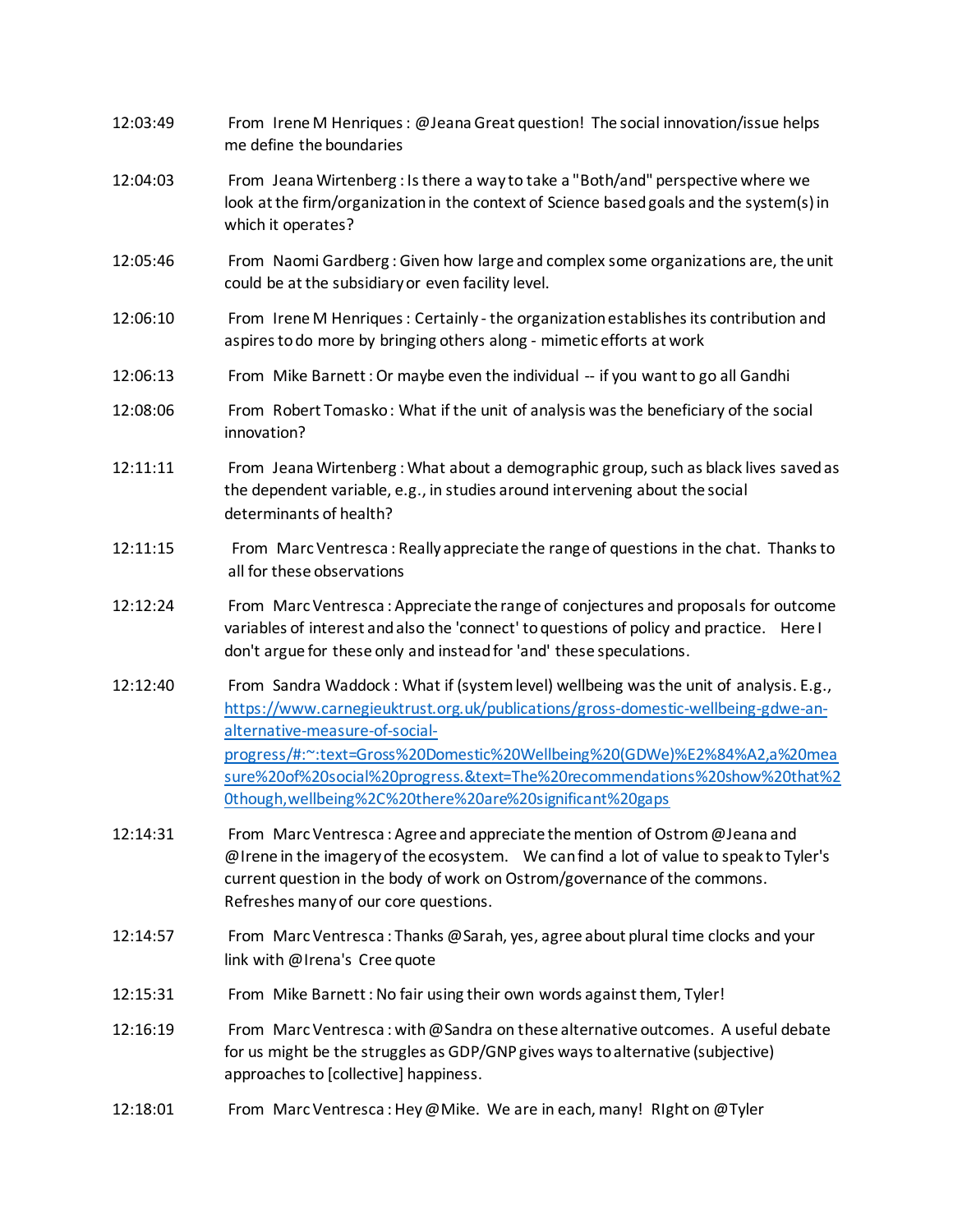12:03:49 From Irene M Henriques : @Jeana Great question! The social innovation/issue helps me define the boundaries

12:04:03 From Jeana Wirtenberg : Is there a way to take a "Both/and" perspective where we look at the firm/organization in the context of Science based goals and the system(s) in which it operates?

12:05:46 From Naomi Gardberg : Given how large and complex some organizations are, the unit could be at the subsidiary or even facility level.

12:06:10 From Irene M Henriques : Certainly - the organization establishes its contribution and aspires to do more by bringing others along - mimetic efforts at work

12:06:13 From Mike Barnett : Or maybe even the individual -- if you want to go all Gandhi

12:08:06 From Robert Tomasko : What if the unit of analysis was the beneficiary of the social innovation?

12:11:11 From Jeana Wirtenberg : What about a demographic group, such as black lives saved as the dependent variable, e.g., in studies around intervening about the social determinants of health?

12:11:15 From Marc Ventresca : Really appreciate the range of questions in the chat. Thanks to all for these observations

12:12:24 From Marc Ventresca : Appreciate the range of conjectures and proposals for outcome variables of interest and also the 'connect' to questions of policy and practice. Here I don't argue for these only and instead for 'and' these speculations.

12:12:40 From Sandra Waddock : What if (system level) wellbeing was the unit of analysis. E.g., https://www.carnegieuktrust.org.uk/publications/gross-domestic-wellbeing-gdwe-an-alternative-measure-of-social-progress/#:~:text=Gross%20Domestic%20Wellbeing%20(GDWe)%E2%84%A2,a%20measure%20of%20social%20progress.&text=The%20recommendations%20show%20that%20though,wellbeing%2C%20there%20are%20significant%20gaps

12:14:31 From Marc Ventresca : Agree and appreciate the mention of Ostrom @Jeana and @Irene in the imagery of the ecosystem. We can find a lot of value to speak to Tyler's current question in the body of work on Ostrom/governance of the commons. Refreshes many of our core questions.

12:14:57 From Marc Ventresca : Thanks @Sarah, yes, agree about plural time clocks and your link with @Irena's Cree quote

12:15:31 From Mike Barnett : No fair using their own words against them, Tyler!

12:16:19 From Marc Ventresca : with @Sandra on these alternative outcomes. A useful debate for us might be the struggles as GDP/GNP gives ways to alternative (subjective) approaches to [collective] happiness.

12:18:01 From Marc Ventresca : Hey @Mike. We are in each, many! RIght on @Tyler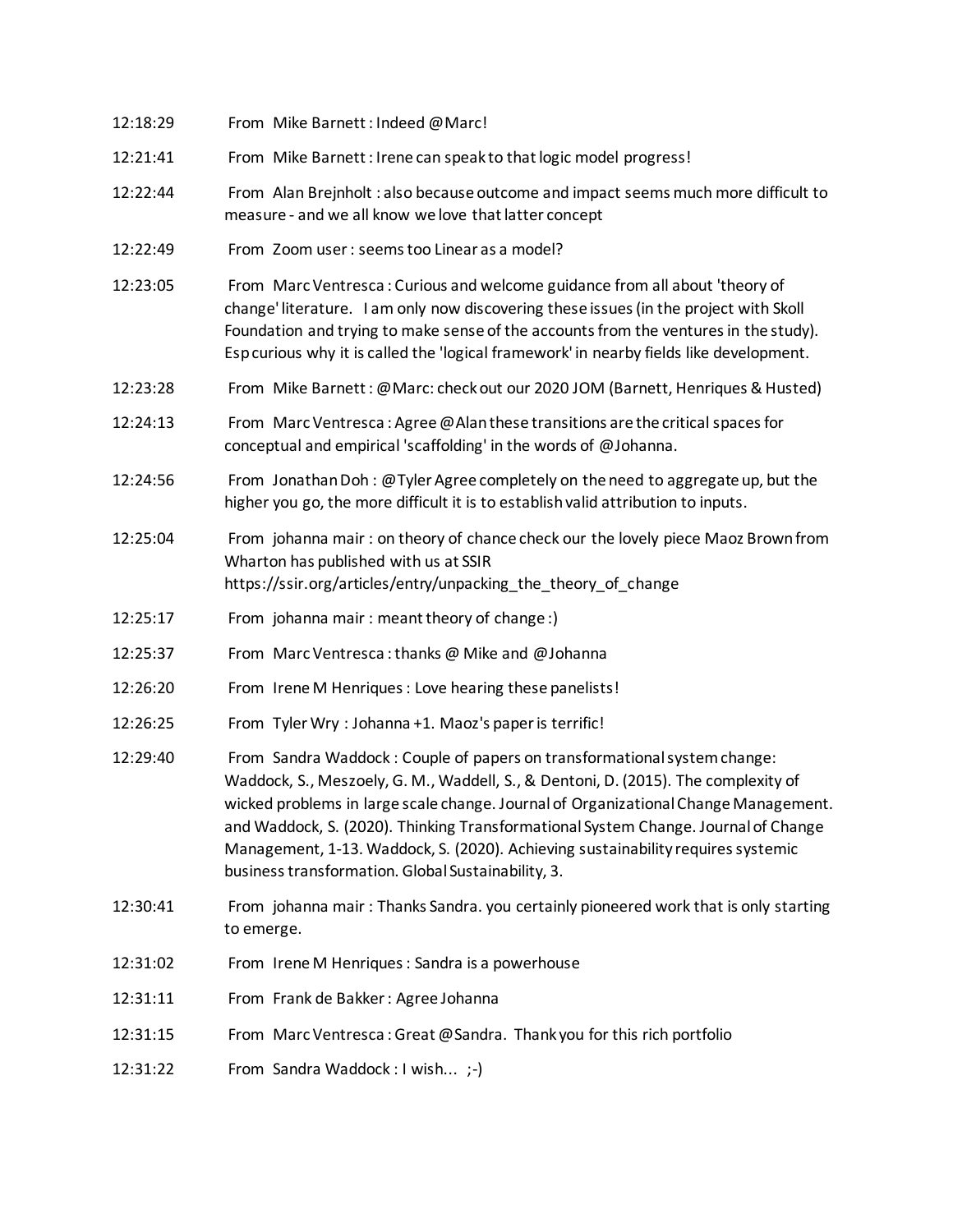12:18:29 From Mike Barnett : Indeed @Marc!

12:21:41 From Mike Barnett : Irene can speak to that logic model progress!

12:22:44 From Alan Brejnholt : also because outcome and impact seems much more difficult to measure - and we all know we love that latter concept

12:22:49 From Zoom user : seems too Linear as a model?

12:23:05 From Marc Ventresca : Curious and welcome guidance from all about 'theory of change' literature. I am only now discovering these issues (in the project with Skoll Foundation and trying to make sense of the accounts from the ventures in the study). Esp curious why it is called the 'logical framework' in nearby fields like development.

12:23:28 From Mike Barnett : @Marc: check out our 2020 JOM (Barnett, Henriques & Husted)

12:24:13 From Marc Ventresca : Agree @Alan these transitions are the critical spaces for conceptual and empirical 'scaffolding' in the words of @Johanna.

12:24:56 From Jonathan Doh : @Tyler Agree completely on the need to aggregate up, but the higher you go, the more difficult it is to establish valid attribution to inputs.

12:25:04 From johanna mair : on theory of chance check our the lovely piece Maoz Brown from Wharton has published with us at SSIR https://ssir.org/articles/entry/unpacking_the_theory_of_change

12:25:17 From johanna mair : meant theory of change :)

12:25:37 From Marc Ventresca : thanks @ Mike and @Johanna

12:26:20 From Irene M Henriques : Love hearing these panelists!

12:26:25 From Tyler Wry : Johanna +1. Maoz's paper is terrific!

12:29:40 From Sandra Waddock : Couple of papers on transformational system change: Waddock, S., Meszoely, G. M., Waddell, S., & Dentoni, D. (2015). The complexity of wicked problems in large scale change. Journal of Organizational Change Management. and Waddock, S. (2020). Thinking Transformational System Change. Journal of Change Management, 1-13. Waddock, S. (2020). Achieving sustainability requires systemic business transformation. Global Sustainability, 3.

12:30:41 From johanna mair : Thanks Sandra. you certainly pioneered work that is only starting to emerge.

12:31:02 From Irene M Henriques : Sandra is a powerhouse

12:31:11 From Frank de Bakker : Agree Johanna

12:31:15 From Marc Ventresca : Great @Sandra. Thank you for this rich portfolio

12:31:22 From Sandra Waddock : I wish... ;-)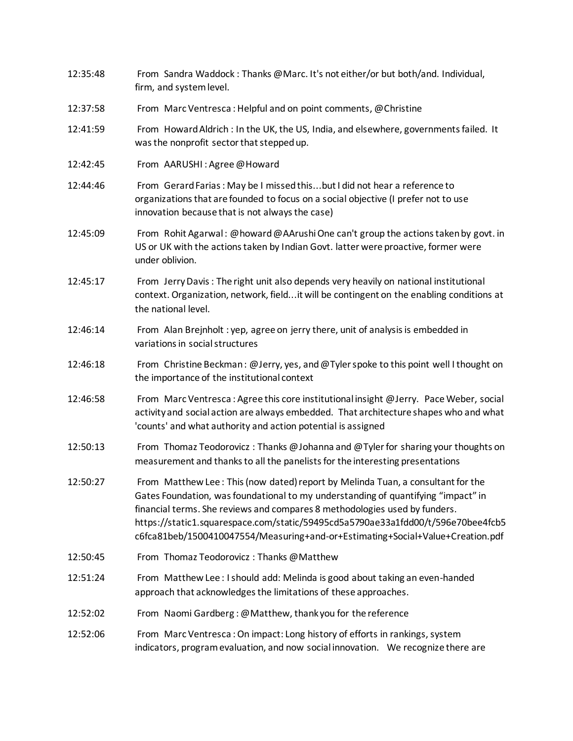12:35:48 From Sandra Waddock : Thanks @Marc. It's not either/or but both/and. Individual, firm, and system level.

12:37:58 From Marc Ventresca : Helpful and on point comments, @Christine

12:41:59 From Howard Aldrich : In the UK, the US, India, and elsewhere, governments failed. It was the nonprofit sector that stepped up.

12:42:45 From AARUSHI : Agree @Howard

12:44:46 From Gerard Farias : May be I missed this…but I did not hear a reference to organizations that are founded to focus on a social objective (I prefer not to use innovation because that is not always the case)

12:45:09 From Rohit Agarwal : @howard @AArushi One can't group the actions taken by govt. in US or UK with the actions taken by Indian Govt. latter were proactive, former were under oblivion.

12:45:17 From Jerry Davis : The right unit also depends very heavily on national institutional context. Organization, network, field…it will be contingent on the enabling conditions at the national level.

12:46:14 From Alan Brejnholt : yep, agree on jerry there, unit of analysis is embedded in variations in social structures

12:46:18 From Christine Beckman : @Jerry, yes, and @Tyler spoke to this point well I thought on the importance of the institutional context

12:46:58 From Marc Ventresca : Agree this core institutional insight @Jerry. Pace Weber, social activity and social action are always embedded. That architecture shapes who and what 'counts' and what authority and action potential is assigned

12:50:13 From Thomaz Teodorovicz : Thanks @Johanna and @Tyler for sharing your thoughts on measurement and thanks to all the panelists for the interesting presentations

12:50:27 From Matthew Lee : This (now dated) report by Melinda Tuan, a consultant for the Gates Foundation, was foundational to my understanding of quantifying "impact" in financial terms. She reviews and compares 8 methodologies used by funders. https://static1.squarespace.com/static/59495cd5a5790ae33a1fdd00/t/596e70bee4fcb5c6fca81beb/1500410047554/Measuring+and-or+Estimating+Social+Value+Creation.pdf

12:50:45 From Thomaz Teodorovicz : Thanks @Matthew

12:51:24 From Matthew Lee : I should add: Melinda is good about taking an even-handed approach that acknowledges the limitations of these approaches.

12:52:02 From Naomi Gardberg : @Matthew, thank you for the reference

12:52:06 From Marc Ventresca : On impact: Long history of efforts in rankings, system indicators, program evaluation, and now social innovation. We recognize there are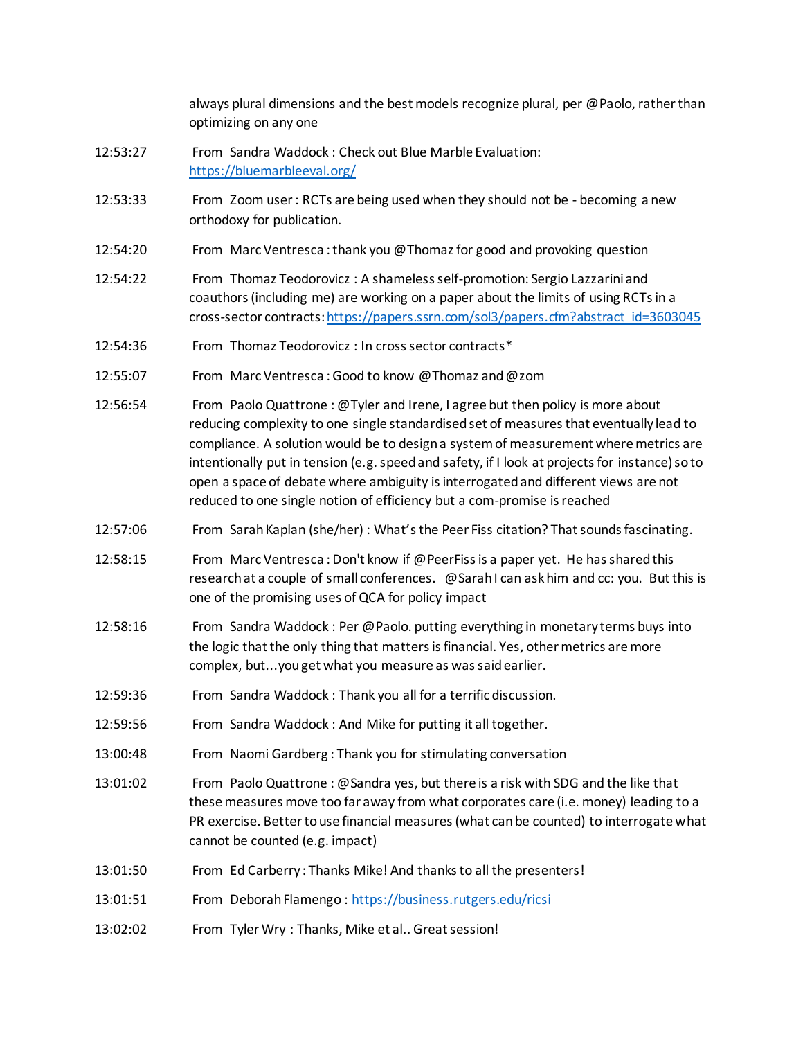always plural dimensions and the best models recognize plural, per @Paolo, rather than optimizing on any one

12:53:27 From Sandra Waddock : Check out Blue Marble Evaluation: https://bluemarbleeval.org/

12:53:33 From Zoom user : RCTs are being used when they should not be - becoming a new orthodoxy for publication.

12:54:20 From Marc Ventresca : thank you @Thomaz for good and provoking question

12:54:22 From Thomaz Teodorovicz : A shameless self-promotion: Sergio Lazzarini and coauthors (including me) are working on a paper about the limits of using RCTs in a cross-sector contracts: https://papers.ssrn.com/sol3/papers.cfm?abstract_id=3603045

12:54:36 From Thomaz Teodorovicz : In cross sector contracts*

12:55:07 From Marc Ventresca : Good to know @Thomaz and @zom

12:56:54 From Paolo Quattrone : @Tyler and Irene, I agree but then policy is more about reducing complexity to one single standardised set of measures that eventually lead to compliance. A solution would be to design a system of measurement where metrics are intentionally put in tension (e.g. speed and safety, if I look at projects for instance) so to open a space of debate where ambiguity is interrogated and different views are not reduced to one single notion of efficiency but a com-promise is reached

12:57:06 From Sarah Kaplan (she/her) : What's the Peer Fiss citation? That sounds fascinating.

12:58:15 From Marc Ventresca : Don't know if @PeerFiss is a paper yet. He has shared this research at a couple of small conferences. @Sarah I can ask him and cc: you. But this is one of the promising uses of QCA for policy impact

12:58:16 From Sandra Waddock : Per @Paolo. putting everything in monetary terms buys into the logic that the only thing that matters is financial. Yes, other metrics are more complex, but...you get what you measure as was said earlier.

12:59:36 From Sandra Waddock : Thank you all for a terrific discussion.

12:59:56 From Sandra Waddock : And Mike for putting it all together.

13:00:48 From Naomi Gardberg : Thank you for stimulating conversation

13:01:02 From Paolo Quattrone : @Sandra yes, but there is a risk with SDG and the like that these measures move too far away from what corporates care (i.e. money) leading to a PR exercise. Better to use financial measures (what can be counted) to interrogate what cannot be counted (e.g. impact)

13:01:50 From Ed Carberry : Thanks Mike! And thanks to all the presenters!

13:01:51 From Deborah Flamengo : https://business.rutgers.edu/ricsi

13:02:02 From Tyler Wry : Thanks, Mike et al.. Great session!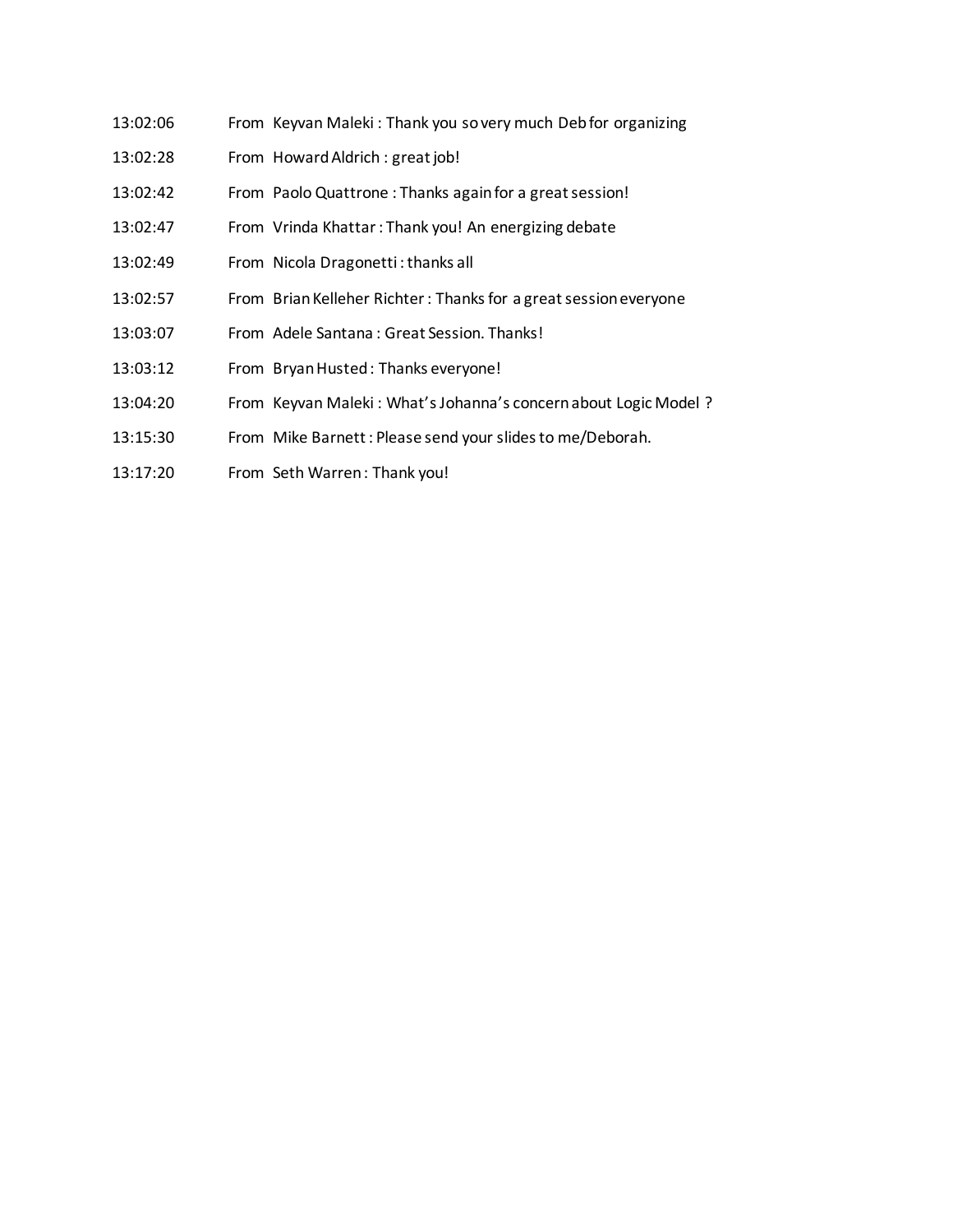13:02:06 From Keyvan Maleki : Thank you so very much Deb for organizing

13:02:28 From Howard Aldrich : great job!

13:02:42 From Paolo Quattrone : Thanks again for a great session!

13:02:47 From Vrinda Khattar : Thank you! An energizing debate

13:02:49 From Nicola Dragonetti : thanks all

13:02:57 From Brian Kelleher Richter : Thanks for a great session everyone

13:03:07 From Adele Santana : Great Session. Thanks!

13:03:12 From Bryan Husted : Thanks everyone!

13:04:20 From Keyvan Maleki : What's Johanna's concern about Logic Model ?

13:15:30 From Mike Barnett : Please send your slides to me/Deborah.

13:17:20 From Seth Warren : Thank you!